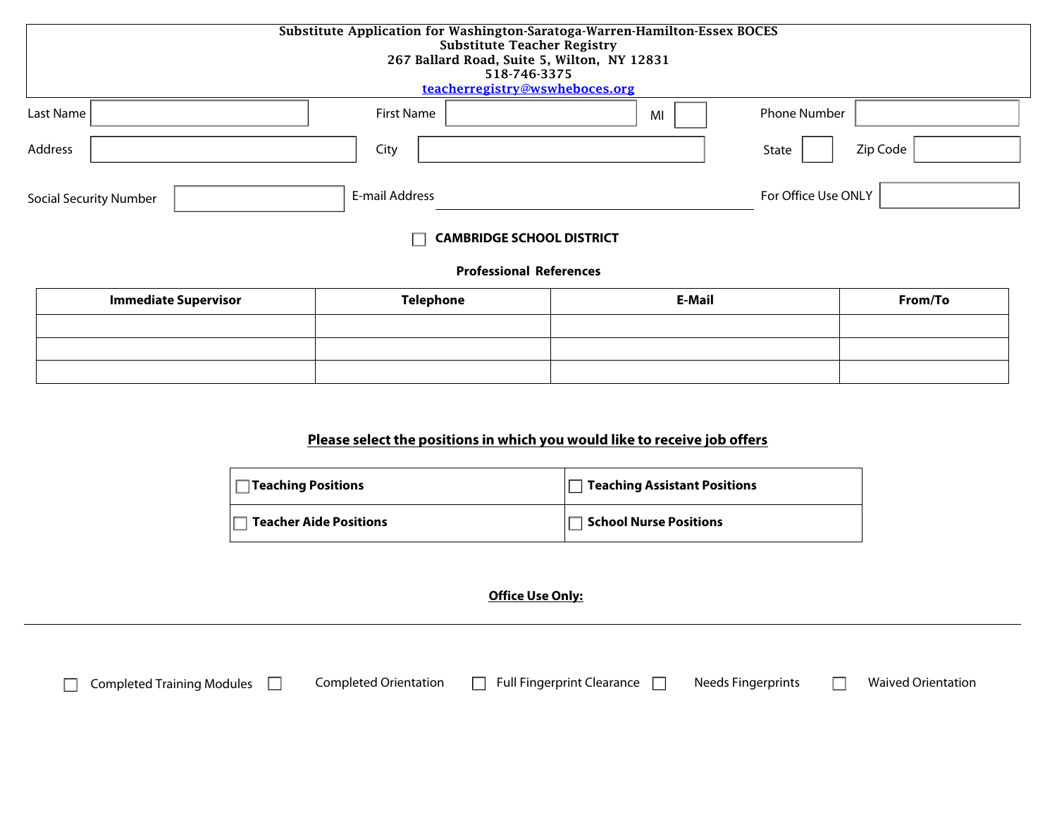**Substitute Application for Washington-Saratoga-Warren-Hamilton-Essex BOCES**
**Substitute Teacher Registry**
**267 Ballard Road, Suite 5, Wilton, NY 12831**
**518-746-3375**
**teacherregistry@wswheboces.org**

Last Name ____________ First Name ____________ MI ____ Phone Number ____________

Address ____________ City ____________ State ____ Zip Code ____________

Social Security Number ____________ E-mail Address ____________ For Office Use ONLY ____________

☐ **CAMBRIDGE SCHOOL DISTRICT**

**Professional References**

| Immediate Supervisor | Telephone | E-Mail | From/To |
|---|---|---|---|
| | | | |
| | | | |
| | | | |

**Please select the positions in which you would like to receive job offers**

| | |
|---|---|
| ☐ **Teaching Positions** | ☐ **Teaching Assistant Positions** |
| ☐ **Teacher Aide Positions** | ☐ **School Nurse Positions** |

**Office Use Only:**

---

☐ Completed Training Modules ☐ Completed Orientation ☐ Full Fingerprint Clearance ☐ Needs Fingerprints ☐ Waived Orientation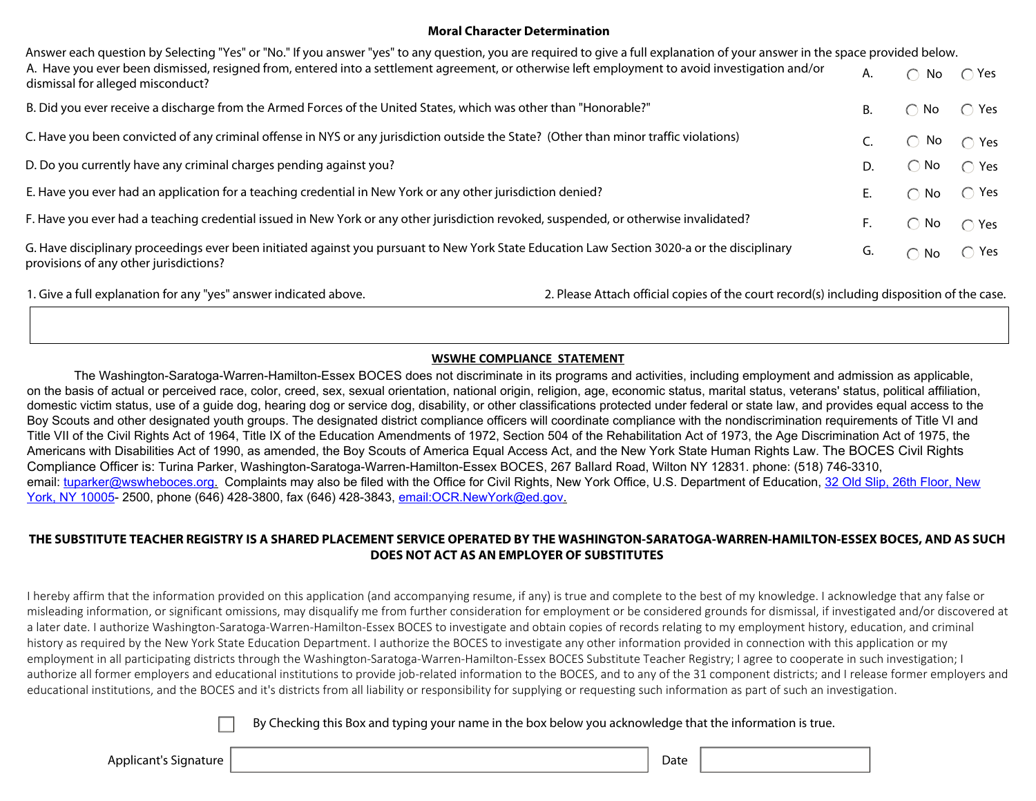## Moral Character Determination

Answer each question by Selecting "Yes" or "No." If you answer "yes" to any question, you are required to give a full explanation of your answer in the space provided below.

| | | | |
|---|---|---|---|
| A. Have you ever been dismissed, resigned from, entered into a settlement agreement, or otherwise left employment to avoid investigation and/or dismissal for alleged misconduct? | A. | ◯ No | ◯ Yes |
| B. Did you ever receive a discharge from the Armed Forces of the United States, which was other than "Honorable?" | B. | ◯ No | ◯ Yes |
| C. Have you been convicted of any criminal offense in NYS or any jurisdiction outside the State? (Other than minor traffic violations) | C. | ◯ No | ◯ Yes |
| D. Do you currently have any criminal charges pending against you? | D. | ◯ No | ◯ Yes |
| E. Have you ever had an application for a teaching credential in New York or any other jurisdiction denied? | E. | ◯ No | ◯ Yes |
| F. Have you ever had a teaching credential issued in New York or any other jurisdiction revoked, suspended, or otherwise invalidated? | F. | ◯ No | ◯ Yes |
| G. Have disciplinary proceedings ever been initiated against you pursuant to New York State Education Law Section 3020-a or the disciplinary provisions of any other jurisdictions? | G. | ◯ No | ◯ Yes |

1. Give a full explanation for any "yes" answer indicated above.

2. Please Attach official copies of the court record(s) including disposition of the case.

| |
|---|
| |

### WSWHE COMPLIANCE STATEMENT

The Washington-Saratoga-Warren-Hamilton-Essex BOCES does not discriminate in its programs and activities, including employment and admission as applicable, on the basis of actual or perceived race, color, creed, sex, sexual orientation, national origin, religion, age, economic status, marital status, veterans' status, political affiliation, domestic victim status, use of a guide dog, hearing dog or service dog, disability, or other classifications protected under federal or state law, and provides equal access to the Boy Scouts and other designated youth groups. The designated district compliance officers will coordinate compliance with the nondiscrimination requirements of Title VI and Title VII of the Civil Rights Act of 1964, Title IX of the Education Amendments of 1972, Section 504 of the Rehabilitation Act of 1973, the Age Discrimination Act of 1975, the Americans with Disabilities Act of 1990, as amended, the Boy Scouts of America Equal Access Act, and the New York State Human Rights Law. The BOCES Civil Rights Compliance Officer is: Turina Parker, Washington-Saratoga-Warren-Hamilton-Essex BOCES, 267 Ballard Road, Wilton NY 12831. phone: (518) 746-3310, email: tuparker@wswheboces.org. Complaints may also be filed with the Office for Civil Rights, New York Office, U.S. Department of Education, 32 Old Slip, 26th Floor, New York, NY 10005- 2500, phone (646) 428-3800, fax (646) 428-3843, email:OCR.NewYork@ed.gov.

**THE SUBSTITUTE TEACHER REGISTRY IS A SHARED PLACEMENT SERVICE OPERATED BY THE WASHINGTON-SARATOGA-WARREN-HAMILTON-ESSEX BOCES, AND AS SUCH DOES NOT ACT AS AN EMPLOYER OF SUBSTITUTES**

I hereby affirm that the information provided on this application (and accompanying resume, if any) is true and complete to the best of my knowledge. I acknowledge that any false or misleading information, or significant omissions, may disqualify me from further consideration for employment or be considered grounds for dismissal, if investigated and/or discovered at a later date. I authorize Washington-Saratoga-Warren-Hamilton-Essex BOCES to investigate and obtain copies of records relating to my employment history, education, and criminal history as required by the New York State Education Department. I authorize the BOCES to investigate any other information provided in connection with this application or my employment in all participating districts through the Washington-Saratoga-Warren-Hamilton-Essex BOCES Substitute Teacher Registry; I agree to cooperate in such investigation; I authorize all former employers and educational institutions to provide job-related information to the BOCES, and to any of the 31 component districts; and I release former employers and educational institutions, and the BOCES and it's districts from all liability or responsibility for supplying or requesting such information as part of such an investigation.

☐ By Checking this Box and typing your name in the box below you acknowledge that the information is true.

Applicant's Signature ____________________ Date __________